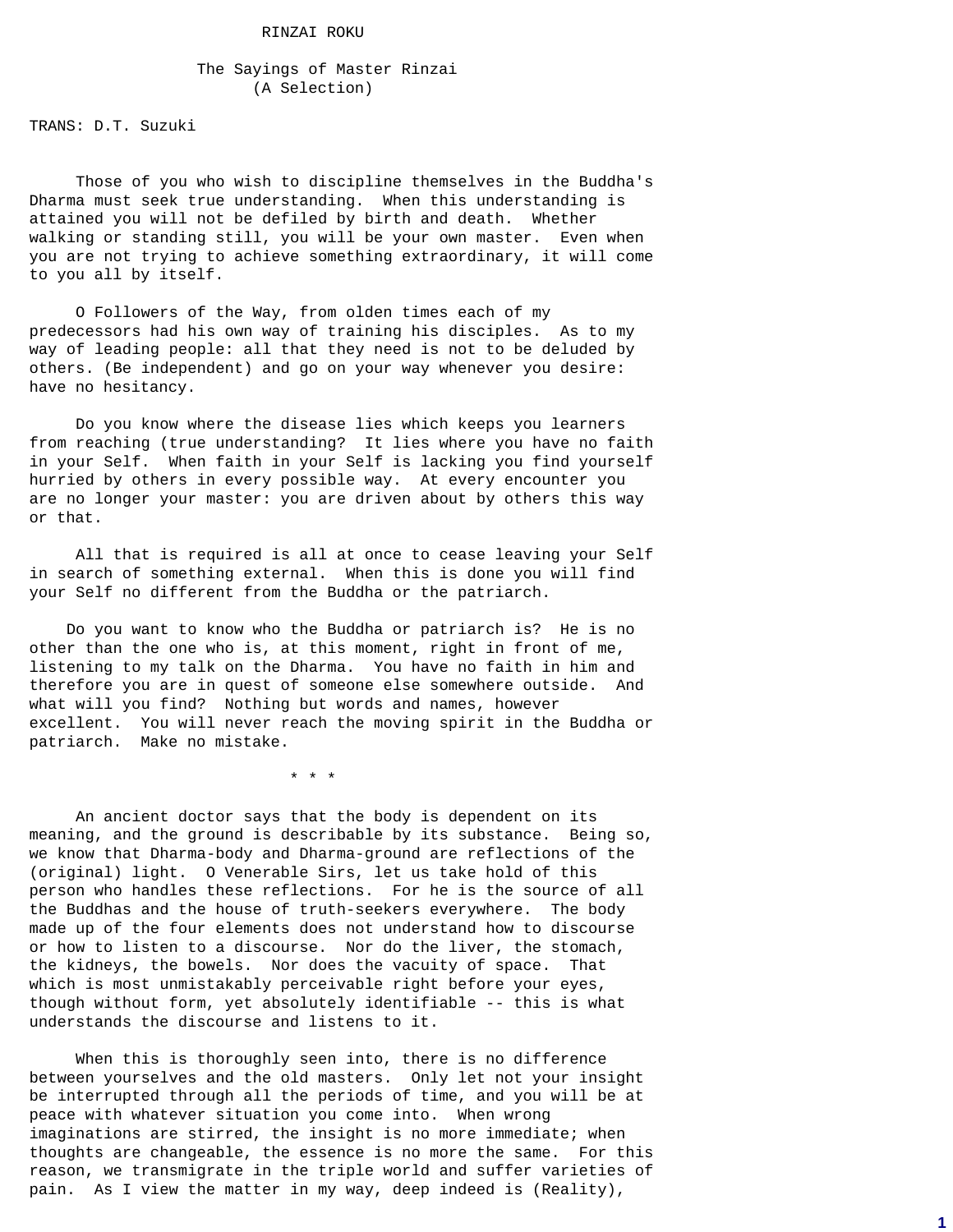# RINZAI ROKU

## The Sayings of Master Rinzai
### (A Selection)

TRANS: D.T. Suzuki

Those of you who wish to discipline themselves in the Buddha's Dharma must seek true understanding. When this understanding is attained you will not be defiled by birth and death. Whether walking or standing still, you will be your own master. Even when you are not trying to achieve something extraordinary, it will come to you all by itself.

O Followers of the Way, from olden times each of my predecessors had his own way of training his disciples. As to my way of leading people: all that they need is not to be deluded by others. (Be independent) and go on your way whenever you desire: have no hesitancy.

Do you know where the disease lies which keeps you learners from reaching (true understanding? It lies where you have no faith in your Self. When faith in your Self is lacking you find yourself hurried by others in every possible way. At every encounter you are no longer your master: you are driven about by others this way or that.

All that is required is all at once to cease leaving your Self in search of something external. When this is done you will find your Self no different from the Buddha or the patriarch.

Do you want to know who the Buddha or patriarch is? He is no other than the one who is, at this moment, right in front of me, listening to my talk on the Dharma. You have no faith in him and therefore you are in quest of someone else somewhere outside. And what will you find? Nothing but words and names, however excellent. You will never reach the moving spirit in the Buddha or patriarch. Make no mistake.

\* \* \*

An ancient doctor says that the body is dependent on its meaning, and the ground is describable by its substance. Being so, we know that Dharma-body and Dharma-ground are reflections of the (original) light. O Venerable Sirs, let us take hold of this person who handles these reflections. For he is the source of all the Buddhas and the house of truth-seekers everywhere. The body made up of the four elements does not understand how to discourse or how to listen to a discourse. Nor do the liver, the stomach, the kidneys, the bowels. Nor does the vacuity of space. That which is most unmistakably perceivable right before your eyes, though without form, yet absolutely identifiable -- this is what understands the discourse and listens to it.

When this is thoroughly seen into, there is no difference between yourselves and the old masters. Only let not your insight be interrupted through all the periods of time, and you will be at peace with whatever situation you come into. When wrong imaginations are stirred, the insight is no more immediate; when thoughts are changeable, the essence is no more the same. For this reason, we transmigrate in the triple world and suffer varieties of pain. As I view the matter in my way, deep indeed is (Reality),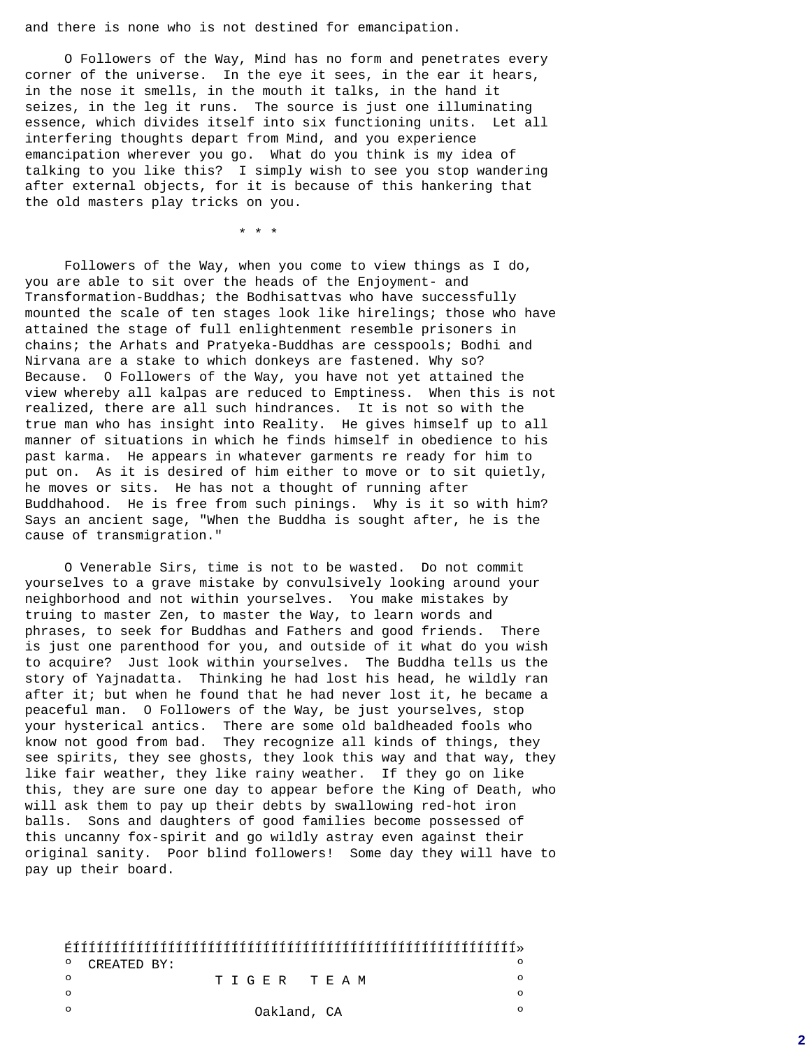and there is none who is not destined for emancipation.

O Followers of the Way, Mind has no form and penetrates every corner of the universe. In the eye it sees, in the ear it hears, in the nose it smells, in the mouth it talks, in the hand it seizes, in the leg it runs. The source is just one illuminating essence, which divides itself into six functioning units. Let all interfering thoughts depart from Mind, and you experience emancipation wherever you go. What do you think is my idea of talking to you like this? I simply wish to see you stop wandering after external objects, for it is because of this hankering that the old masters play tricks on you.

* * *

Followers of the Way, when you come to view things as I do, you are able to sit over the heads of the Enjoyment- and Transformation-Buddhas; the Bodhisattvas who have successfully mounted the scale of ten stages look like hirelings; those who have attained the stage of full enlightenment resemble prisoners in chains; the Arhats and Pratyeka-Buddhas are cesspools; Bodhi and Nirvana are a stake to which donkeys are fastened. Why so? Because. O Followers of the Way, you have not yet attained the view whereby all kalpas are reduced to Emptiness. When this is not realized, there are all such hindrances. It is not so with the true man who has insight into Reality. He gives himself up to all manner of situations in which he finds himself in obedience to his past karma. He appears in whatever garments re ready for him to put on. As it is desired of him either to move or to sit quietly, he moves or sits. He has not a thought of running after Buddhahood. He is free from such pinings. Why is it so with him? Says an ancient sage, "When the Buddha is sought after, he is the cause of transmigration."

O Venerable Sirs, time is not to be wasted. Do not commit yourselves to a grave mistake by convulsively looking around your neighborhood and not within yourselves. You make mistakes by truing to master Zen, to master the Way, to learn words and phrases, to seek for Buddhas and Fathers and good friends. There is just one parenthood for you, and outside of it what do you wish to acquire? Just look within yourselves. The Buddha tells us the story of Yajnadatta. Thinking he had lost his head, he wildly ran after it; but when he found that he had never lost it, he became a peaceful man. O Followers of the Way, be just yourselves, stop your hysterical antics. There are some old baldheaded fools who know not good from bad. They recognize all kinds of things, they see spirits, they see ghosts, they look this way and that way, they like fair weather, they like rainy weather. If they go on like this, they are sure one day to appear before the King of Death, who will ask them to pay up their debts by swallowing red-hot iron balls. Sons and daughters of good families become possessed of this uncanny fox-spirit and go wildly astray even against their original sanity. Poor blind followers! Some day they will have to pay up their board.

CREATED BY:

T I G E R   T E A M

Oakland, CA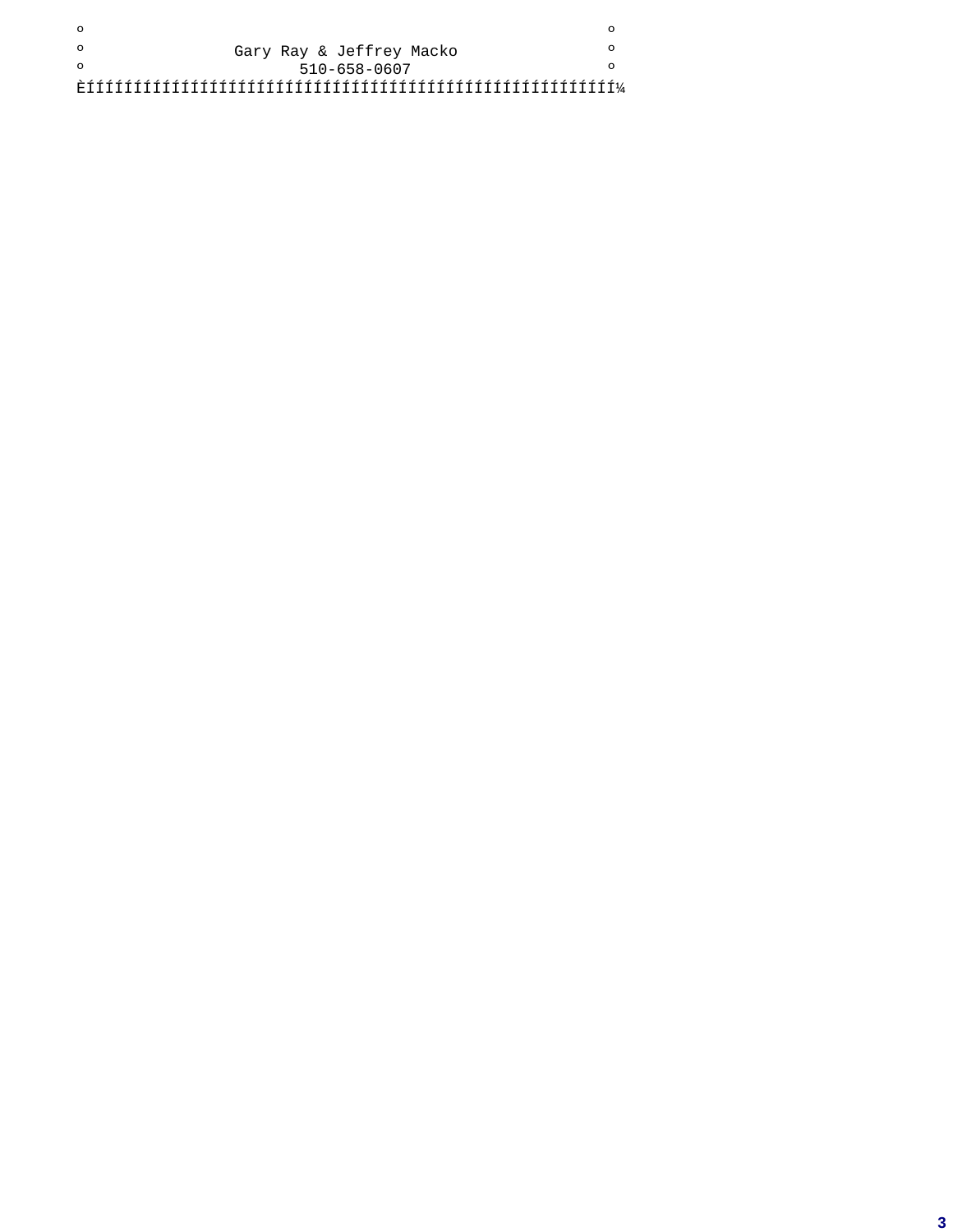```
º                                                                  º
º                   Gary Ray & Jeffrey Macko                       º
º                           510-658-0607                           º
ÈÍÍÍÍÍÍÍÍÍÍÍÍÍÍÍÍÍÍÍÍÍÍÍÍÍÍÍÍÍÍÍÍÍÍÍÍÍÍÍÍÍÍÍÍÍÍÍÍÍÍÍÍÍÍÍÍÍÍÍÍÍÍÍÍ¼
```